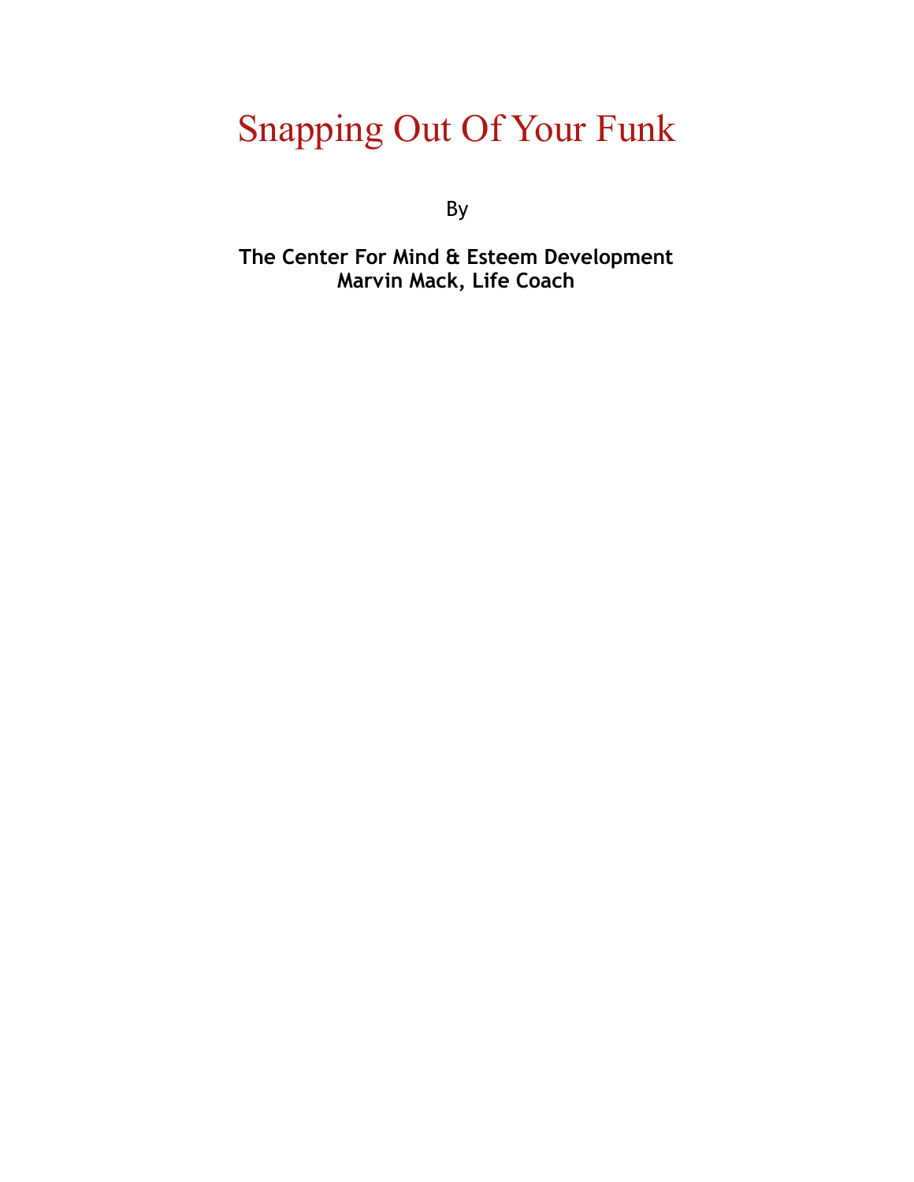# Snapping Out Of Your Funk

By

**The Center For Mind & Esteem Development**
**Marvin Mack, Life Coach**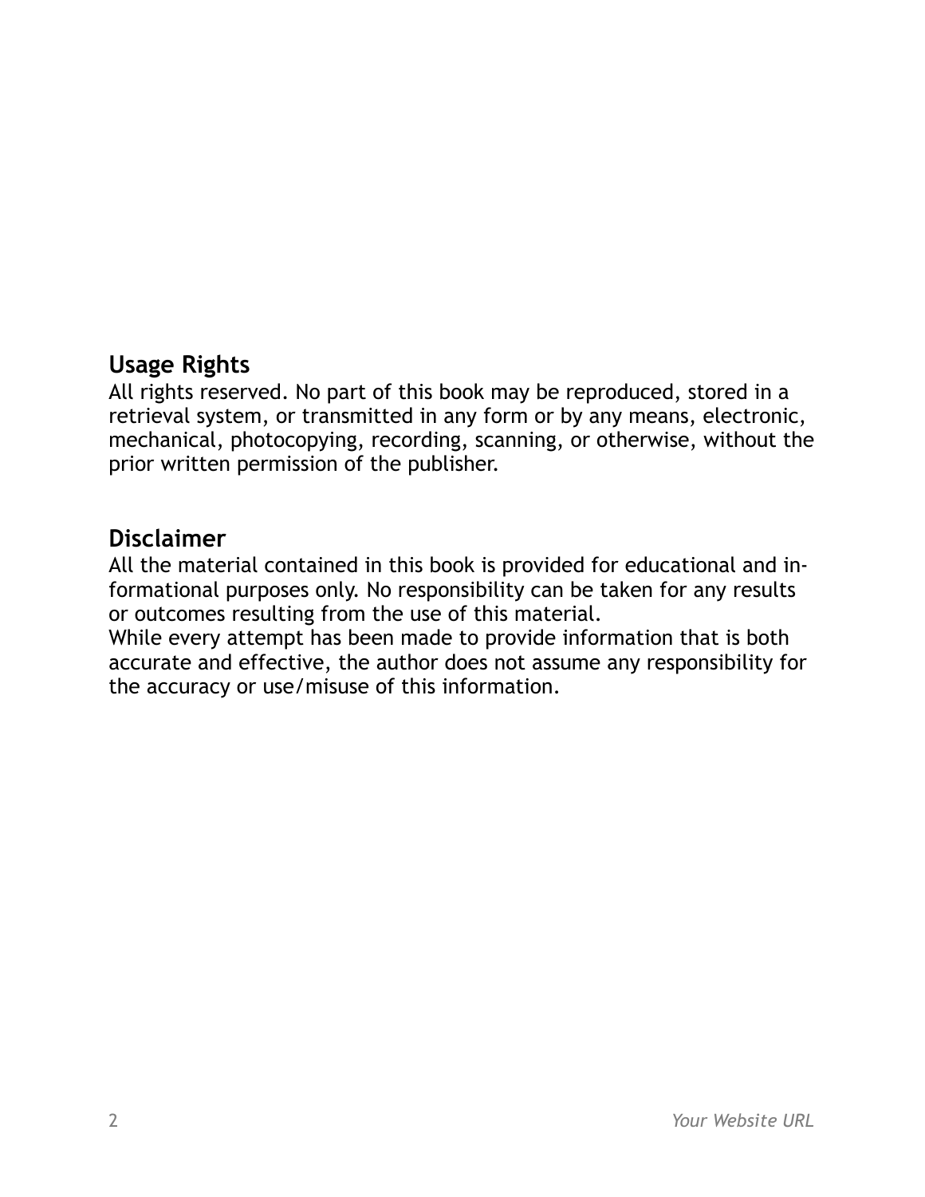## Usage Rights

All rights reserved. No part of this book may be reproduced, stored in a retrieval system, or transmitted in any form or by any means, electronic, mechanical, photocopying, recording, scanning, or otherwise, without the prior written permission of the publisher.

## Disclaimer

All the material contained in this book is provided for educational and informational purposes only. No responsibility can be taken for any results or outcomes resulting from the use of this material.

While every attempt has been made to provide information that is both accurate and effective, the author does not assume any responsibility for the accuracy or use/misuse of this information.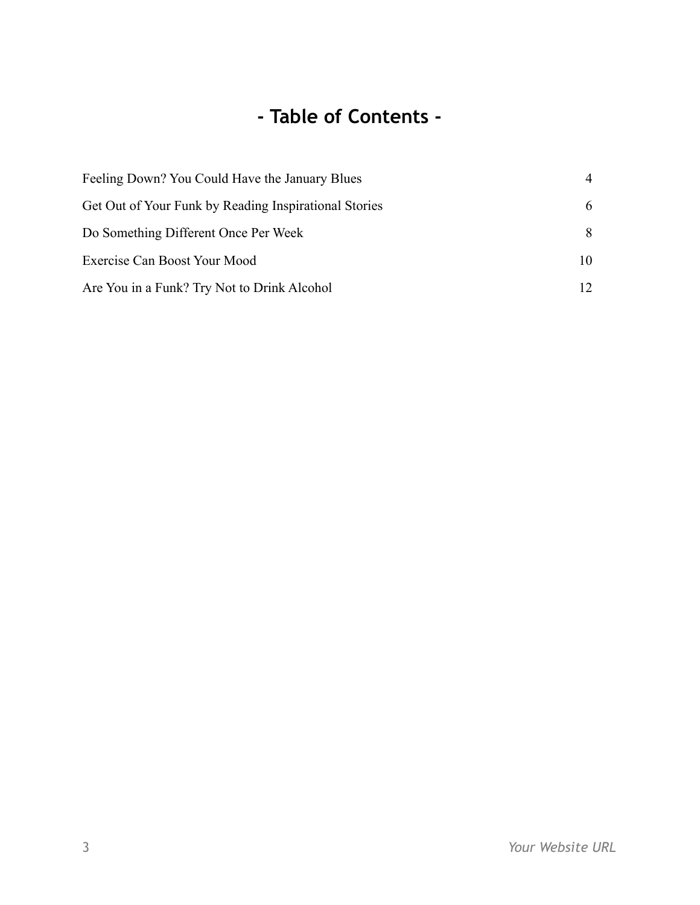# - Table of Contents -

| | |
|---|---|
| Feeling Down? You Could Have the January Blues | 4 |
| Get Out of Your Funk by Reading Inspirational Stories | 6 |
| Do Something Different Once Per Week | 8 |
| Exercise Can Boost Your Mood | 10 |
| Are You in a Funk? Try Not to Drink Alcohol | 12 |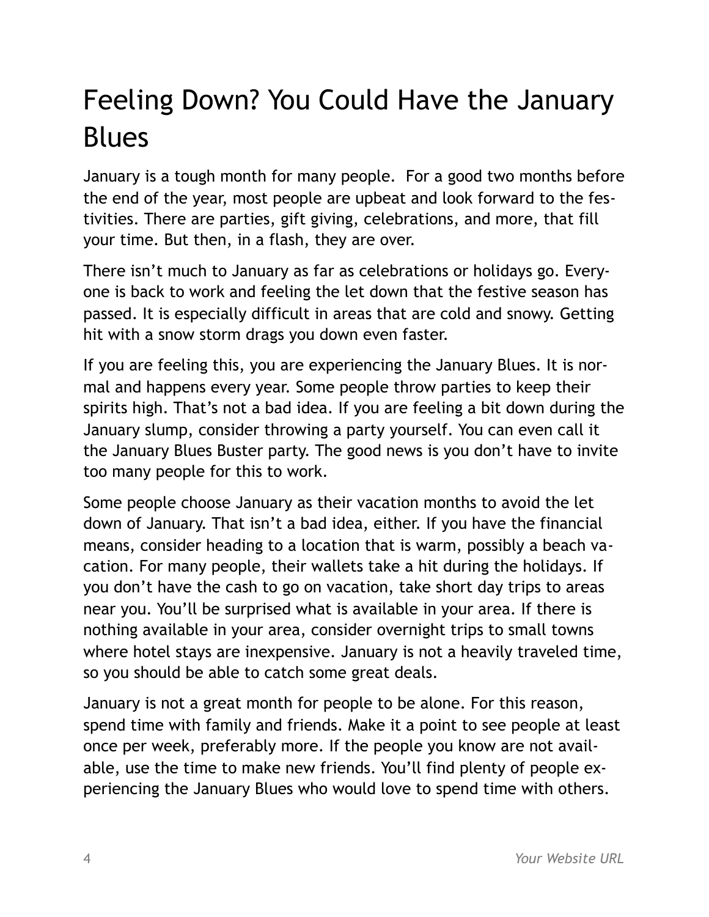# Feeling Down? You Could Have the January Blues

January is a tough month for many people.  For a good two months before the end of the year, most people are upbeat and look forward to the festivities. There are parties, gift giving, celebrations, and more, that fill your time. But then, in a flash, they are over.

There isn't much to January as far as celebrations or holidays go. Everyone is back to work and feeling the let down that the festive season has passed. It is especially difficult in areas that are cold and snowy. Getting hit with a snow storm drags you down even faster.

If you are feeling this, you are experiencing the January Blues. It is normal and happens every year. Some people throw parties to keep their spirits high. That's not a bad idea. If you are feeling a bit down during the January slump, consider throwing a party yourself. You can even call it the January Blues Buster party. The good news is you don't have to invite too many people for this to work.

Some people choose January as their vacation months to avoid the let down of January. That isn't a bad idea, either. If you have the financial means, consider heading to a location that is warm, possibly a beach vacation. For many people, their wallets take a hit during the holidays. If you don't have the cash to go on vacation, take short day trips to areas near you. You'll be surprised what is available in your area. If there is nothing available in your area, consider overnight trips to small towns where hotel stays are inexpensive. January is not a heavily traveled time, so you should be able to catch some great deals.

January is not a great month for people to be alone. For this reason, spend time with family and friends. Make it a point to see people at least once per week, preferably more. If the people you know are not available, use the time to make new friends. You'll find plenty of people experiencing the January Blues who would love to spend time with others.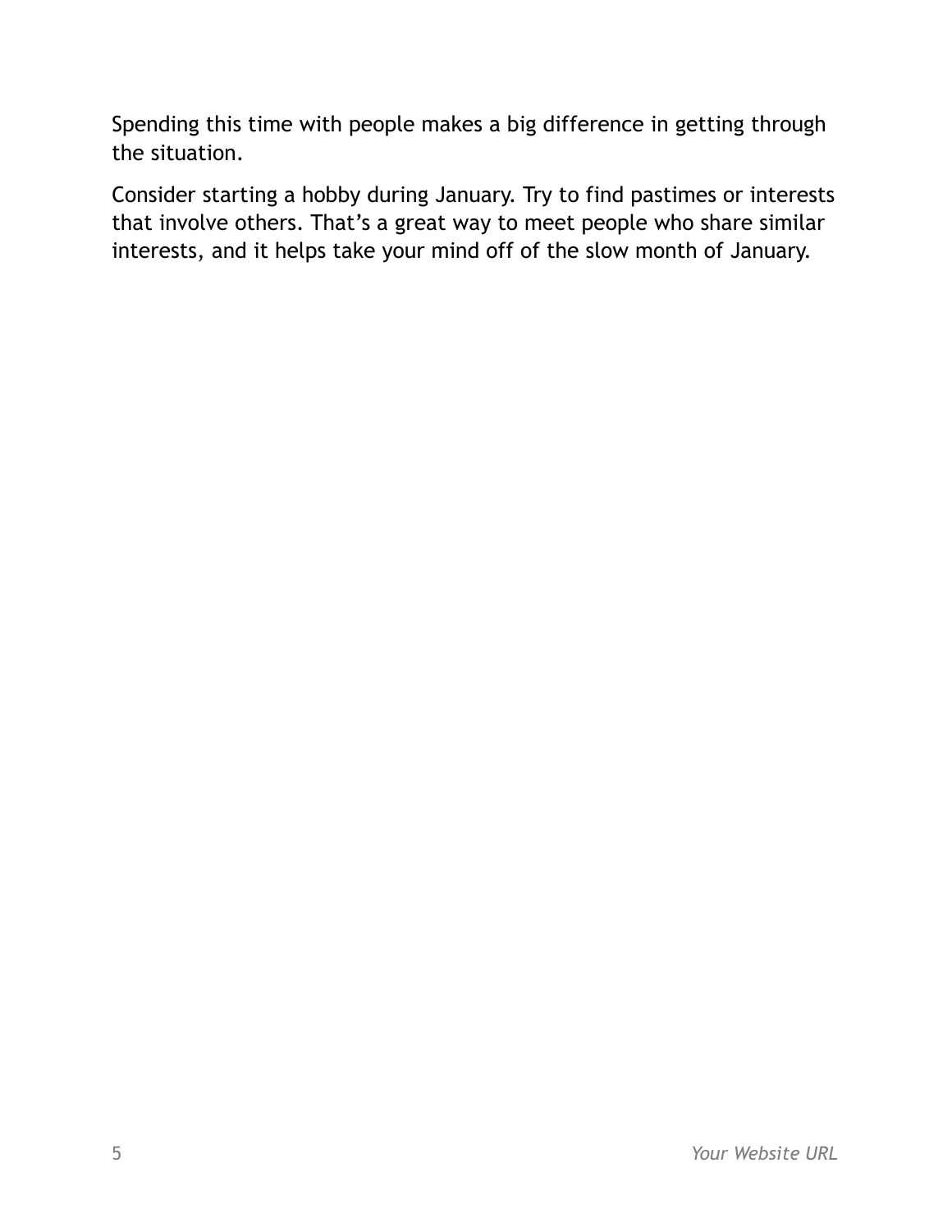Spending this time with people makes a big difference in getting through the situation.

Consider starting a hobby during January. Try to find pastimes or interests that involve others. That's a great way to meet people who share similar interests, and it helps take your mind off of the slow month of January.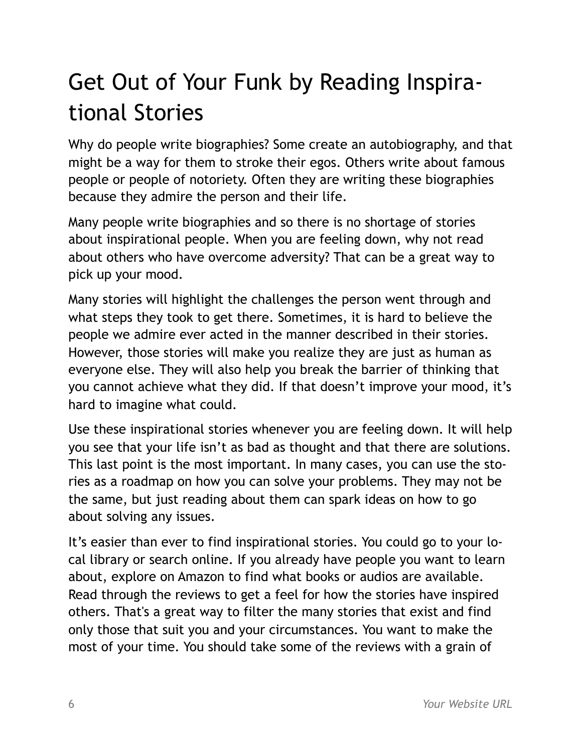# Get Out of Your Funk by Reading Inspirational Stories

Why do people write biographies? Some create an autobiography, and that might be a way for them to stroke their egos. Others write about famous people or people of notoriety. Often they are writing these biographies because they admire the person and their life.

Many people write biographies and so there is no shortage of stories about inspirational people. When you are feeling down, why not read about others who have overcome adversity? That can be a great way to pick up your mood.

Many stories will highlight the challenges the person went through and what steps they took to get there. Sometimes, it is hard to believe the people we admire ever acted in the manner described in their stories. However, those stories will make you realize they are just as human as everyone else. They will also help you break the barrier of thinking that you cannot achieve what they did. If that doesn't improve your mood, it's hard to imagine what could.

Use these inspirational stories whenever you are feeling down. It will help you see that your life isn't as bad as thought and that there are solutions. This last point is the most important. In many cases, you can use the stories as a roadmap on how you can solve your problems. They may not be the same, but just reading about them can spark ideas on how to go about solving any issues.

It's easier than ever to find inspirational stories. You could go to your local library or search online. If you already have people you want to learn about, explore on Amazon to find what books or audios are available. Read through the reviews to get a feel for how the stories have inspired others. That's a great way to filter the many stories that exist and find only those that suit you and your circumstances. You want to make the most of your time. You should take some of the reviews with a grain of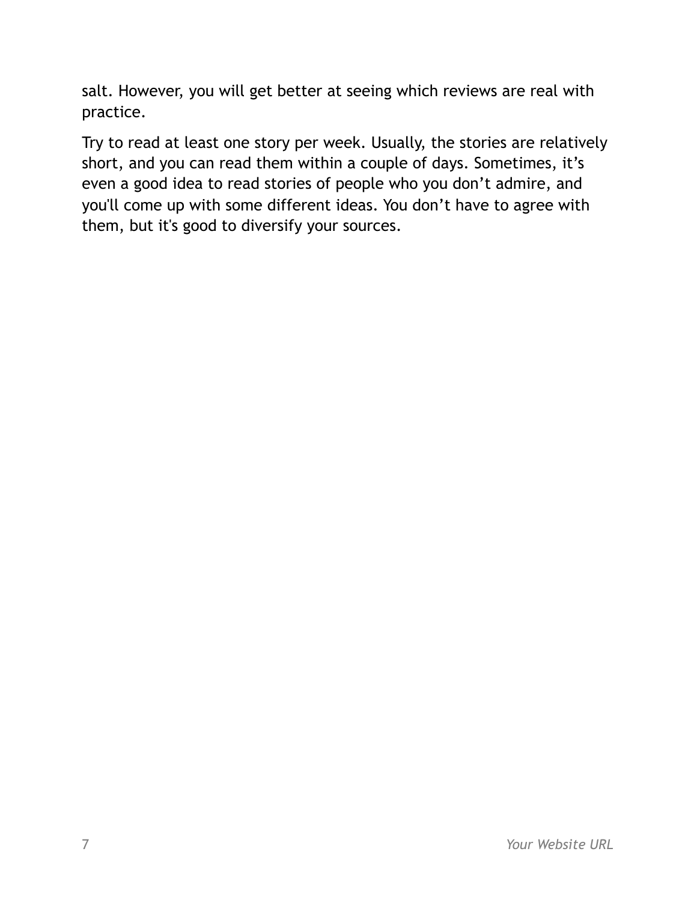salt. However, you will get better at seeing which reviews are real with practice.

Try to read at least one story per week. Usually, the stories are relatively short, and you can read them within a couple of days. Sometimes, it’s even a good idea to read stories of people who you don’t admire, and you'll come up with some different ideas. You don’t have to agree with them, but it's good to diversify your sources.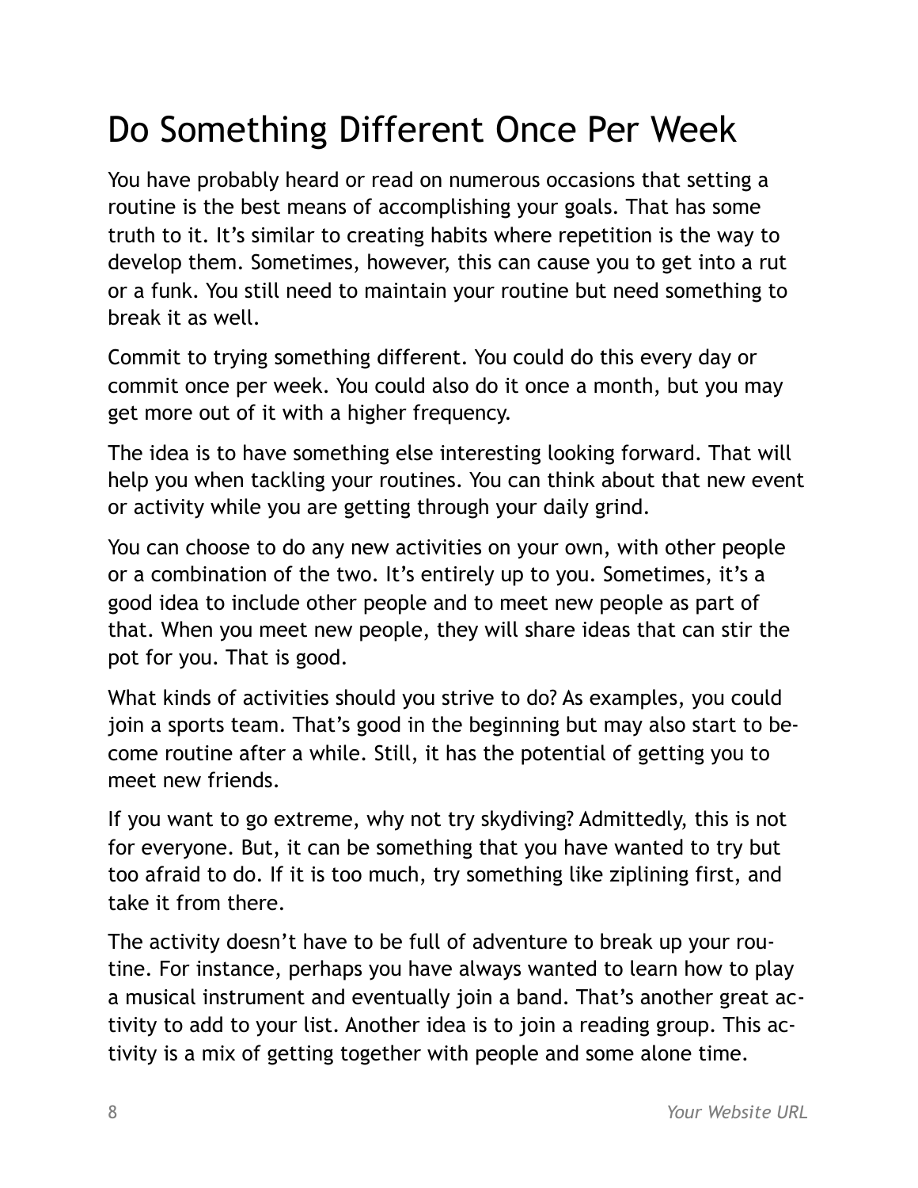# Do Something Different Once Per Week

You have probably heard or read on numerous occasions that setting a routine is the best means of accomplishing your goals. That has some truth to it. It's similar to creating habits where repetition is the way to develop them. Sometimes, however, this can cause you to get into a rut or a funk. You still need to maintain your routine but need something to break it as well.

Commit to trying something different. You could do this every day or commit once per week. You could also do it once a month, but you may get more out of it with a higher frequency.

The idea is to have something else interesting looking forward. That will help you when tackling your routines. You can think about that new event or activity while you are getting through your daily grind.

You can choose to do any new activities on your own, with other people or a combination of the two. It's entirely up to you. Sometimes, it's a good idea to include other people and to meet new people as part of that. When you meet new people, they will share ideas that can stir the pot for you. That is good.

What kinds of activities should you strive to do? As examples, you could join a sports team. That's good in the beginning but may also start to become routine after a while. Still, it has the potential of getting you to meet new friends.

If you want to go extreme, why not try skydiving? Admittedly, this is not for everyone. But, it can be something that you have wanted to try but too afraid to do. If it is too much, try something like ziplining first, and take it from there.

The activity doesn't have to be full of adventure to break up your routine. For instance, perhaps you have always wanted to learn how to play a musical instrument and eventually join a band. That's another great activity to add to your list. Another idea is to join a reading group. This activity is a mix of getting together with people and some alone time.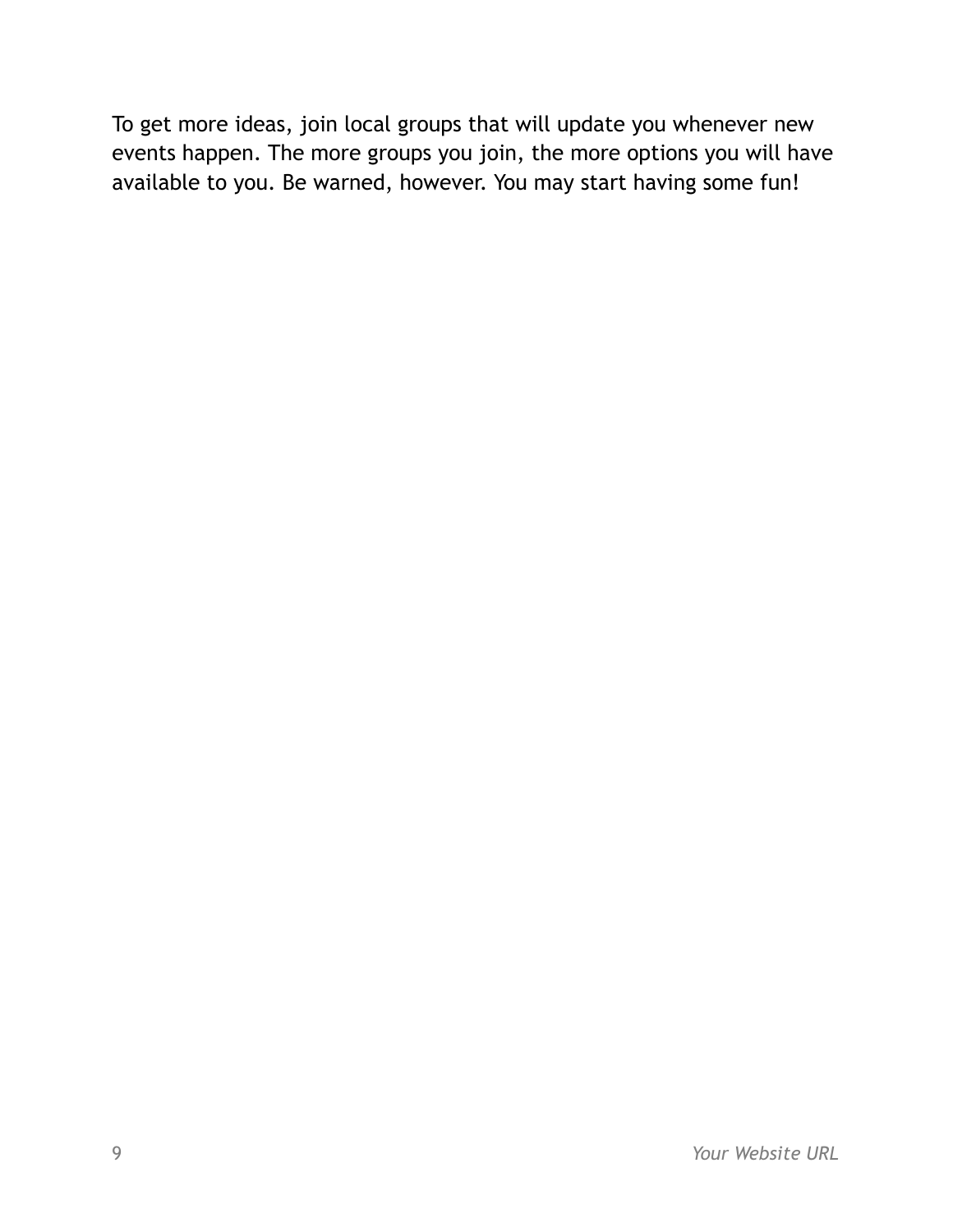To get more ideas, join local groups that will update you whenever new events happen. The more groups you join, the more options you will have available to you. Be warned, however. You may start having some fun!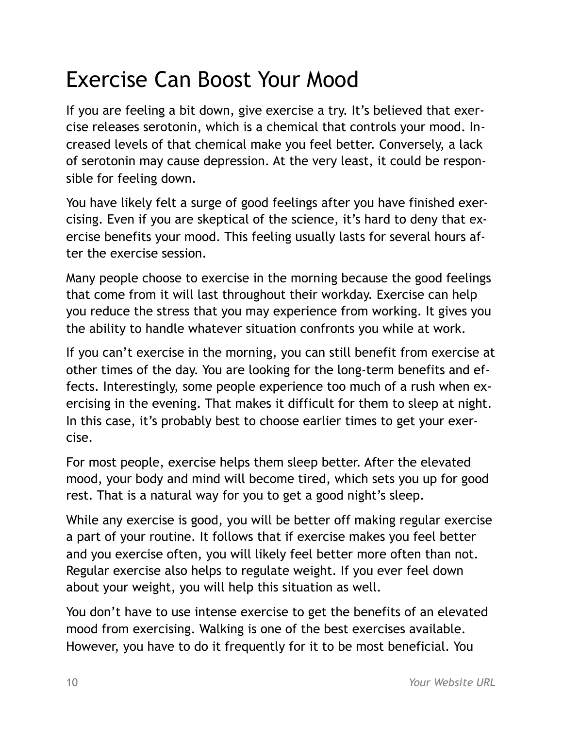# Exercise Can Boost Your Mood

If you are feeling a bit down, give exercise a try. It's believed that exercise releases serotonin, which is a chemical that controls your mood. Increased levels of that chemical make you feel better. Conversely, a lack of serotonin may cause depression. At the very least, it could be responsible for feeling down.

You have likely felt a surge of good feelings after you have finished exercising. Even if you are skeptical of the science, it's hard to deny that exercise benefits your mood. This feeling usually lasts for several hours after the exercise session.

Many people choose to exercise in the morning because the good feelings that come from it will last throughout their workday. Exercise can help you reduce the stress that you may experience from working. It gives you the ability to handle whatever situation confronts you while at work.

If you can't exercise in the morning, you can still benefit from exercise at other times of the day. You are looking for the long-term benefits and effects. Interestingly, some people experience too much of a rush when exercising in the evening. That makes it difficult for them to sleep at night. In this case, it's probably best to choose earlier times to get your exercise.

For most people, exercise helps them sleep better. After the elevated mood, your body and mind will become tired, which sets you up for good rest. That is a natural way for you to get a good night's sleep.

While any exercise is good, you will be better off making regular exercise a part of your routine. It follows that if exercise makes you feel better and you exercise often, you will likely feel better more often than not. Regular exercise also helps to regulate weight. If you ever feel down about your weight, you will help this situation as well.

You don't have to use intense exercise to get the benefits of an elevated mood from exercising. Walking is one of the best exercises available. However, you have to do it frequently for it to be most beneficial. You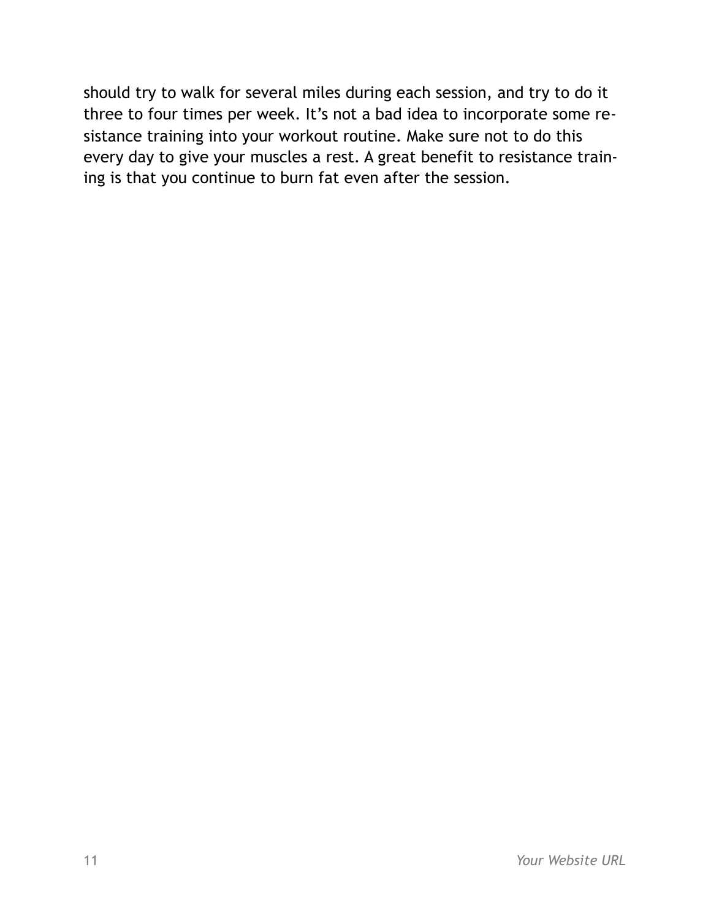should try to walk for several miles during each session, and try to do it three to four times per week. It's not a bad idea to incorporate some resistance training into your workout routine. Make sure not to do this every day to give your muscles a rest. A great benefit to resistance training is that you continue to burn fat even after the session.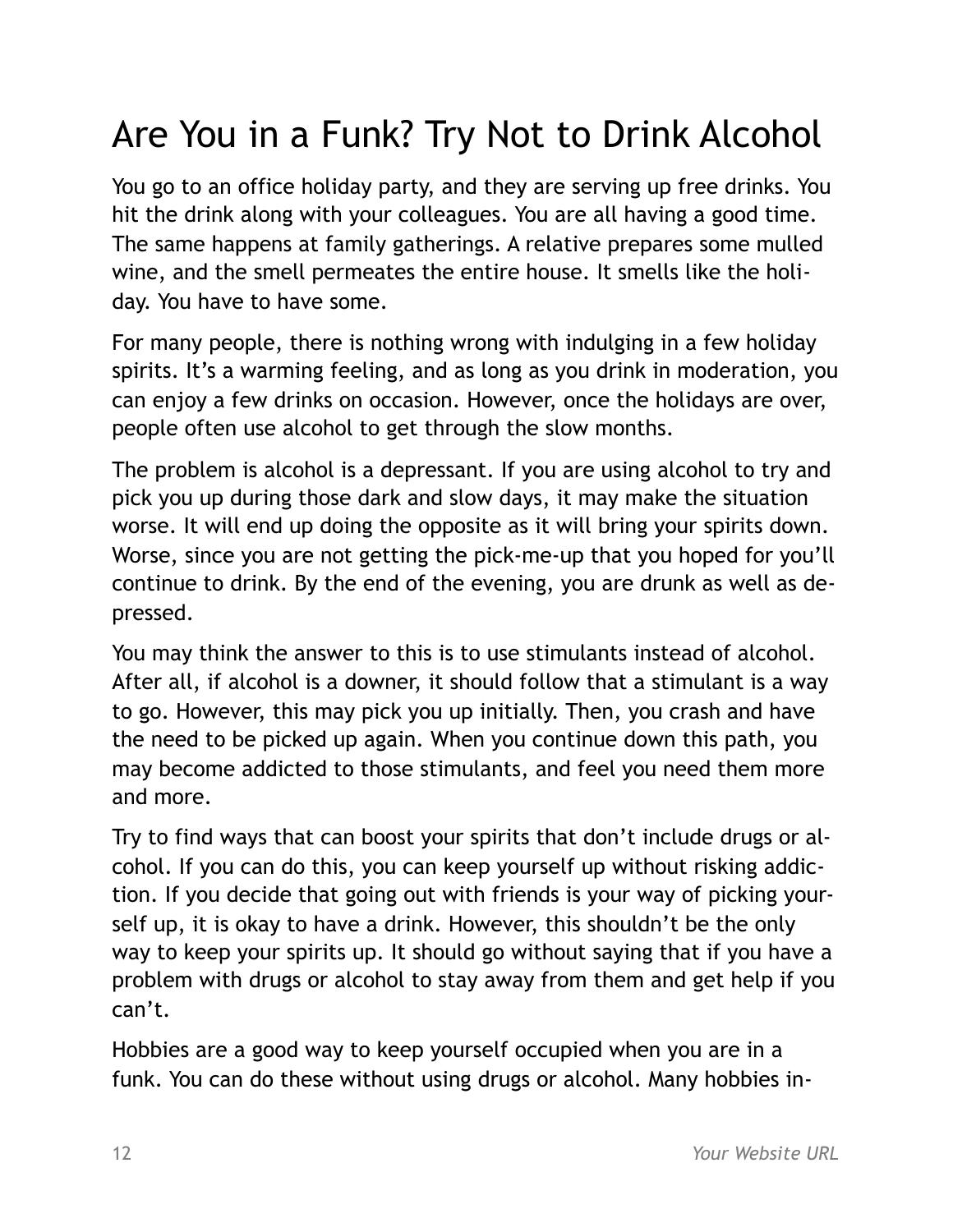# Are You in a Funk? Try Not to Drink Alcohol

You go to an office holiday party, and they are serving up free drinks. You hit the drink along with your colleagues. You are all having a good time. The same happens at family gatherings. A relative prepares some mulled wine, and the smell permeates the entire house. It smells like the holiday. You have to have some.

For many people, there is nothing wrong with indulging in a few holiday spirits. It's a warming feeling, and as long as you drink in moderation, you can enjoy a few drinks on occasion. However, once the holidays are over, people often use alcohol to get through the slow months.

The problem is alcohol is a depressant. If you are using alcohol to try and pick you up during those dark and slow days, it may make the situation worse. It will end up doing the opposite as it will bring your spirits down. Worse, since you are not getting the pick-me-up that you hoped for you'll continue to drink. By the end of the evening, you are drunk as well as depressed.

You may think the answer to this is to use stimulants instead of alcohol. After all, if alcohol is a downer, it should follow that a stimulant is a way to go. However, this may pick you up initially. Then, you crash and have the need to be picked up again. When you continue down this path, you may become addicted to those stimulants, and feel you need them more and more.

Try to find ways that can boost your spirits that don't include drugs or alcohol. If you can do this, you can keep yourself up without risking addiction. If you decide that going out with friends is your way of picking yourself up, it is okay to have a drink. However, this shouldn't be the only way to keep your spirits up. It should go without saying that if you have a problem with drugs or alcohol to stay away from them and get help if you can't.

Hobbies are a good way to keep yourself occupied when you are in a funk. You can do these without using drugs or alcohol. Many hobbies in-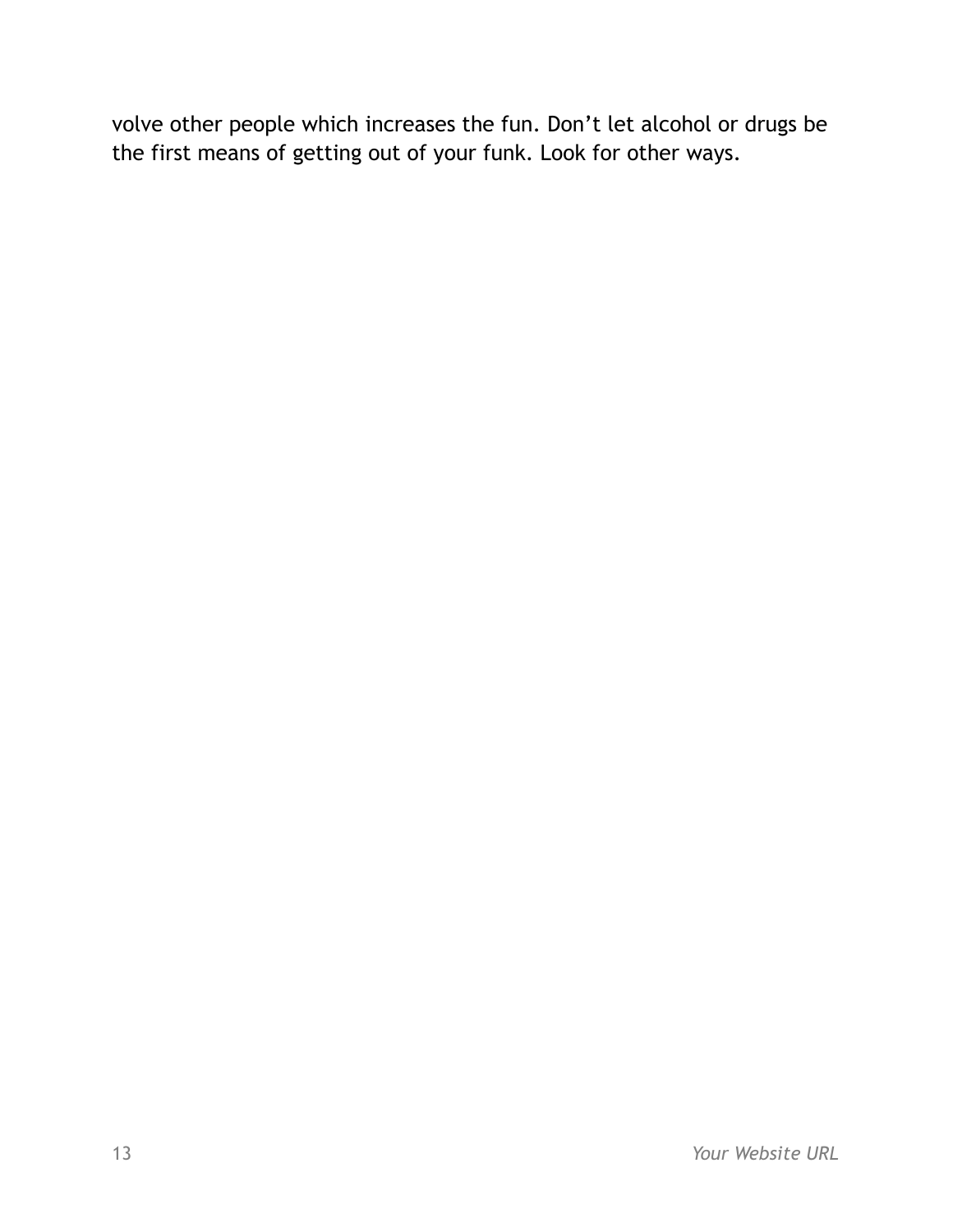volve other people which increases the fun. Don't let alcohol or drugs be the first means of getting out of your funk. Look for other ways.